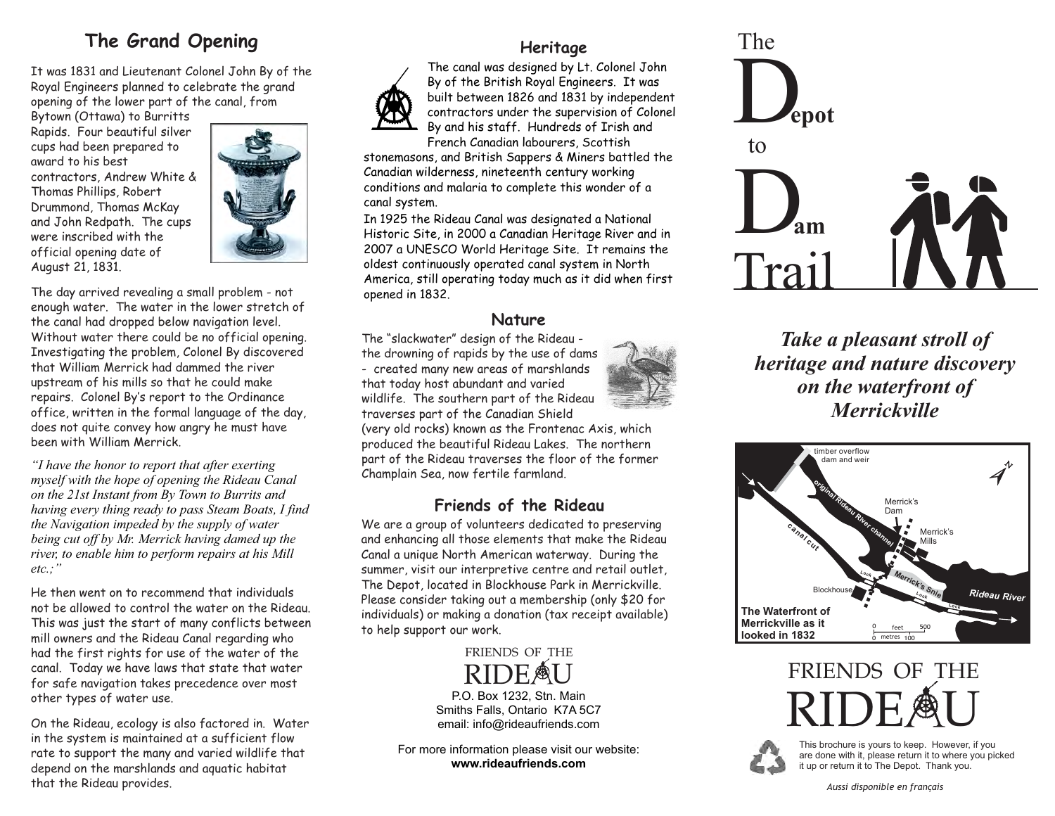## The Grand Opening

It was 1831 and Lieutenant Colonel John By of the Royal Engineers planned to celebrate the grand opening of the lower part of the canal, from Bytown (Ottawa) to Burritts Rapids. Four beautiful silver cups had been prepared to award to his best contractors, Andrew White & Thomas Phillips, Robert Drummond, Thomas McKay and John Redpath. The cups were inscribed with the official opening date of August 21, 1831.

The day arrived revealing a small problem - not enough water. The water in the lower stretch of the canal had dropped below navigation level. Without water there could be no official opening. Investigating the problem, Colonel By discovered that William Merrick had dammed the river upstream of his mills so that he could make repairs. Colonel By's report to the Ordinance office, written in the formal language of the day, does not quite convey how angry he must have been with William Merrick.

*"I have the honor to report that after exerting myself with the hope of opening the Rideau Canal on the 21st Instant from By Town to Burrits and having every thing ready to pass Steam Boats, I find the Navigation impeded by the supply of water being cut off by Mr. Merrick having damed up the river, to enable him to perform repairs at his Mill etc.;"*

He then went on to recommend that individuals not be allowed to control the water on the Rideau. This was just the start of many conflicts between mill owners and the Rideau Canal regarding who had the first rights for use of the water of the canal. Today we have laws that state that water for safe navigation takes precedence over most other types of water use.

On the Rideau, ecology is also factored in. Water in the system is maintained at a sufficient flow rate to support the many and varied wildlife that depend on the marshlands and aquatic habitat that the Rideau provides.

## Heritage

The canal was designed by Lt. Colonel John By of the British Royal Engineers. It was built between 1826 and 1831 by independent contractors under the supervision of Colonel By and his staff. Hundreds of Irish and French Canadian labourers, Scottish stonemasons, and British Sappers & Miners battled the Canadian wilderness, nineteenth century working conditions and malaria to complete this wonder of a canal system.

In 1925 the Rideau Canal was designated a National Historic Site, in 2000 a Canadian Heritage River and in 2007 a UNESCO World Heritage Site. It remains the oldest continuously operated canal system in North America, still operating today much as it did when first opened in 1832.

## Nature

The "slackwater" design of the Rideau - the drowning of rapids by the use of dams - created many new areas of marshlands that today host abundant and varied wildlife. The southern part of the Rideau traverses part of the Canadian Shield (very old rocks) known as the Frontenac Axis, which produced the beautiful Rideau Lakes. The northern part of the Rideau traverses the floor of the former Champlain Sea, now fertile farmland.

## Friends of the Rideau

We are a group of volunteers dedicated to preserving and enhancing all those elements that make the Rideau Canal a unique North American waterway. During the summer, visit our interpretive centre and retail outlet, The Depot, located in Blockhouse Park in Merrickville. Please consider taking out a membership (only $20 for individuals) or making a donation (tax receipt available) to help support our work.

FRIENDS OF THE RIDEAU

P.O. Box 1232, Stn. Main
Smiths Falls, Ontario K7A 5C7
email: info@rideaufriends.com

For more information please visit our website:
**www.rideaufriends.com**

# The Depot to Dam Trail

***Take a pleasant stroll of heritage and nature discovery on the waterfront of Merrickville***

timber overflow dam and weir

original Rideau River channel

canal cut

Merrick's Dam

Merrick's Mills

Blockhouse

Lock

Merrick's Snie

Rideau River

**The Waterfront of Merrickville as it looked in 1832**

0 feet 500
0 metres 100

FRIENDS OF THE RIDEAU

This brochure is yours to keep. However, if you are done with it, please return it to where you picked it up or return it to The Depot. Thank you.

*Aussi disponible en français*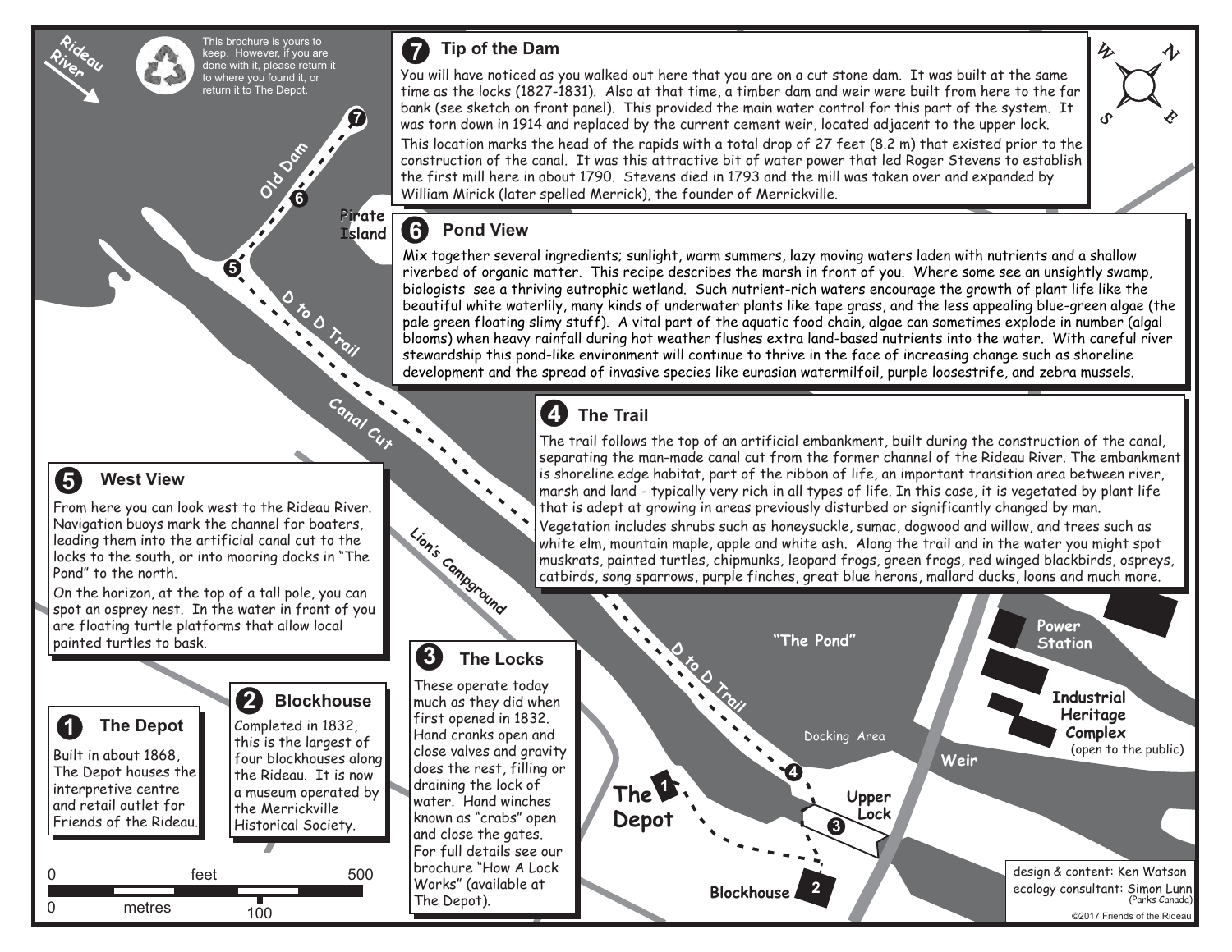This brochure is yours to keep. However, if you are done with it, please return it to where you found it, or return it to The Depot.

## 7 Tip of the Dam

You will have noticed as you walked out here that you are on a cut stone dam. It was built at the same time as the locks (1827-1831). Also at that time, a timber dam and weir were built from here to the far bank (see sketch on front panel). This provided the main water control for this part of the system. It was torn down in 1914 and replaced by the current cement weir, located adjacent to the upper lock.

This location marks the head of the rapids with a total drop of 27 feet (8.2 m) that existed prior to the construction of the canal. It was this attractive bit of water power that led Roger Stevens to establish the first mill here in about 1790. Stevens died in 1793 and the mill was taken over and expanded by William Mirick (later spelled Merrick), the founder of Merrickville.

## 6 Pond View

Mix together several ingredients; sunlight, warm summers, lazy moving waters laden with nutrients and a shallow riverbed of organic matter. This recipe describes the marsh in front of you. Where some see an unsightly swamp, biologists see a thriving eutrophic wetland. Such nutrient-rich waters encourage the growth of plant life like the beautiful white waterlily, many kinds of underwater plants like tape grass, and the less appealing blue-green algae (the pale green floating slimy stuff). A vital part of the aquatic food chain, algae can sometimes explode in number (algal blooms) when heavy rainfall during hot weather flushes extra land-based nutrients into the water. With careful river stewardship this pond-like environment will continue to thrive in the face of increasing change such as shoreline development and the spread of invasive species like eurasian watermilfoil, purple loosestrife, and zebra mussels.

## 4 The Trail

The trail follows the top of an artificial embankment, built during the construction of the canal, separating the man-made canal cut from the former channel of the Rideau River. The embankment is shoreline edge habitat, part of the ribbon of life, an important transition area between river, marsh and land - typically very rich in all types of life. In this case, it is vegetated by plant life that is adept at growing in areas previously disturbed or significantly changed by man.

Vegetation includes shrubs such as honeysuckle, sumac, dogwood and willow, and trees such as white elm, mountain maple, apple and white ash. Along the trail and in the water you might spot muskrats, painted turtles, chipmunks, leopard frogs, green frogs, red winged blackbirds, ospreys, catbirds, song sparrows, purple finches, great blue herons, mallard ducks, loons and much more.

## 5 West View

From here you can look west to the Rideau River. Navigation buoys mark the channel for boaters, leading them into the artificial canal cut to the locks to the south, or into mooring docks in "The Pond" to the north.

On the horizon, at the top of a tall pole, you can spot an osprey nest. In the water in front of you are floating turtle platforms that allow local painted turtles to bask.

## 3 The Locks

These operate today much as they did when first opened in 1832. Hand cranks open and close valves and gravity does the rest, filling or draining the lock of water. Hand winches known as "crabs" open and close the gates. For full details see our brochure "How A Lock Works" (available at The Depot).

## 2 Blockhouse

Completed in 1832, this is the largest of four blockhouses along the Rideau. It is now a museum operated by the Merrickville Historical Society.

## 1 The Depot

Built in about 1868, The Depot houses the interpretive centre and retail outlet for Friends of the Rideau.

Rideau River
Old Dam
Pirate Island
D to D Trail
Canal Cut
Lion's Campground
"The Pond"
Power Station
Industrial Heritage Complex (open to the public)
Weir
Docking Area
Upper Lock
The Depot
Blockhouse

W N S E

0 feet 500
0 metres 100

design & content: Ken Watson
ecology consultant: Simon Lunn (Parks Canada)
©2017 Friends of the Rideau